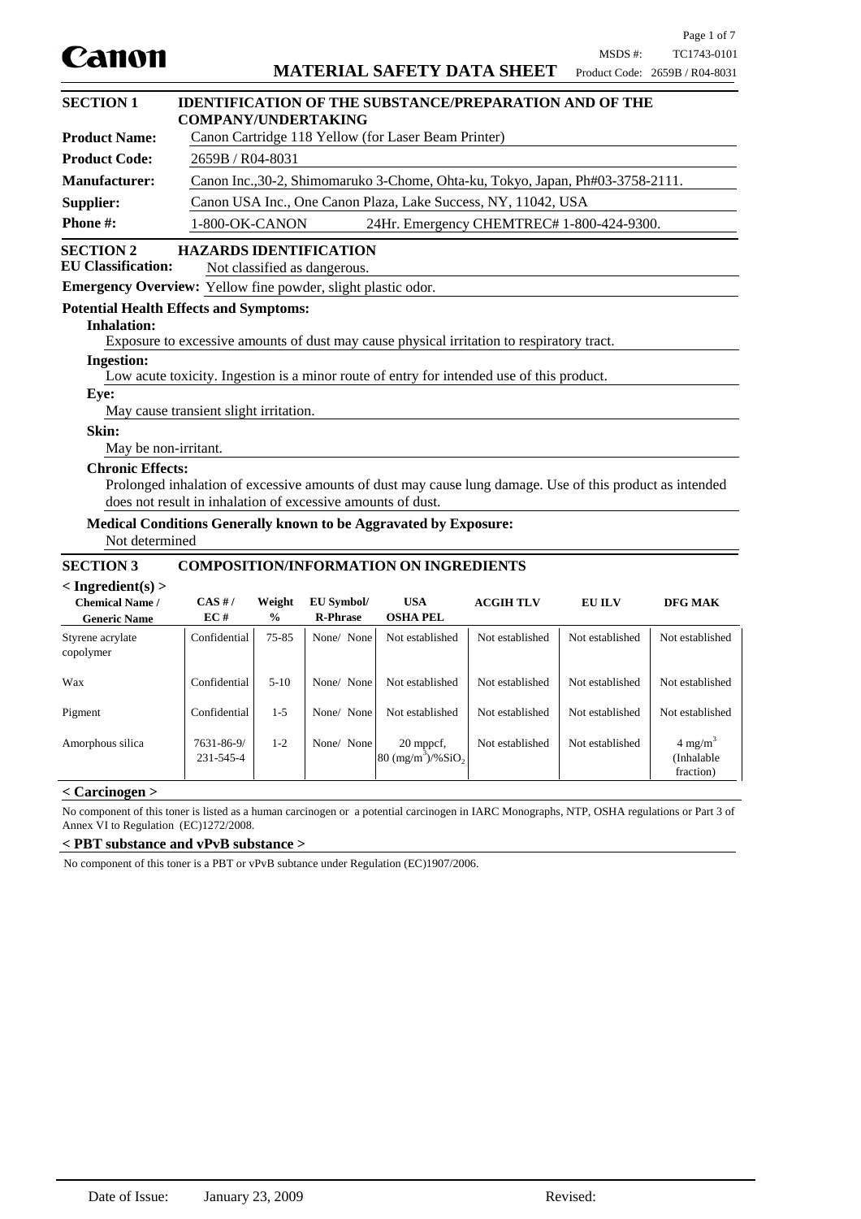Canon

# MATERIAL SAFETY DATA SHEET

MSDS #: TC1743-0101
Product Code: 2659B / R04-8031

## SECTION 1 IDENTIFICATION OF THE SUBSTANCE/PREPARATION AND OF THE COMPANY/UNDERTAKING

**Product Name:** Canon Cartridge 118 Yellow (for Laser Beam Printer)

**Product Code:** 2659B / R04-8031

**Manufacturer:** Canon Inc.,30-2, Shimomaruko 3-Chome, Ohta-ku, Tokyo, Japan, Ph#03-3758-2111.

**Supplier:** Canon USA Inc., One Canon Plaza, Lake Success, NY, 11042, USA

**Phone #:** 1-800-OK-CANON 24Hr. Emergency CHEMTREC# 1-800-424-9300.

## SECTION 2 HAZARDS IDENTIFICATION

**EU Classification:** Not classified as dangerous.

**Emergency Overview:** Yellow fine powder, slight plastic odor.

**Potential Health Effects and Symptoms:**

**Inhalation:**
Exposure to excessive amounts of dust may cause physical irritation to respiratory tract.

**Ingestion:**
Low acute toxicity. Ingestion is a minor route of entry for intended use of this product.

**Eye:**
May cause transient slight irritation.

**Skin:**
May be non-irritant.

**Chronic Effects:**
Prolonged inhalation of excessive amounts of dust may cause lung damage. Use of this product as intended does not result in inhalation of excessive amounts of dust.

**Medical Conditions Generally known to be Aggravated by Exposure:**
Not determined

## SECTION 3 COMPOSITION/INFORMATION ON INGREDIENTS

**< Ingredient(s) >**

| Chemical Name / Generic Name | CAS # / EC # | Weight % | EU Symbol/ R-Phrase | USA OSHA PEL | ACGIH TLV | EU ILV | DFG MAK |
|---|---|---|---|---|---|---|---|
| Styrene acrylate copolymer | Confidential | 75-85 | None/ None | Not established | Not established | Not established | Not established |
| Wax | Confidential | 5-10 | None/ None | Not established | Not established | Not established | Not established |
| Pigment | Confidential | 1-5 | None/ None | Not established | Not established | Not established | Not established |
| Amorphous silica | 7631-86-9/ 231-545-4 | 1-2 | None/ None | 20 mppcf, 80 (mg/m$^3$)/%$SiO_2$ | Not established | Not established | 4 mg/m$^3$ (Inhalable fraction) |

**< Carcinogen >**

No component of this toner is listed as a human carcinogen or a potential carcinogen in IARC Monographs, NTP, OSHA regulations or Part 3 of Annex VI to Regulation (EC)1272/2008.

**< PBT substance and vPvB substance >**

No component of this toner is a PBT or vPvB subtance under Regulation (EC)1907/2006.

Date of Issue: January 23, 2009 Revised: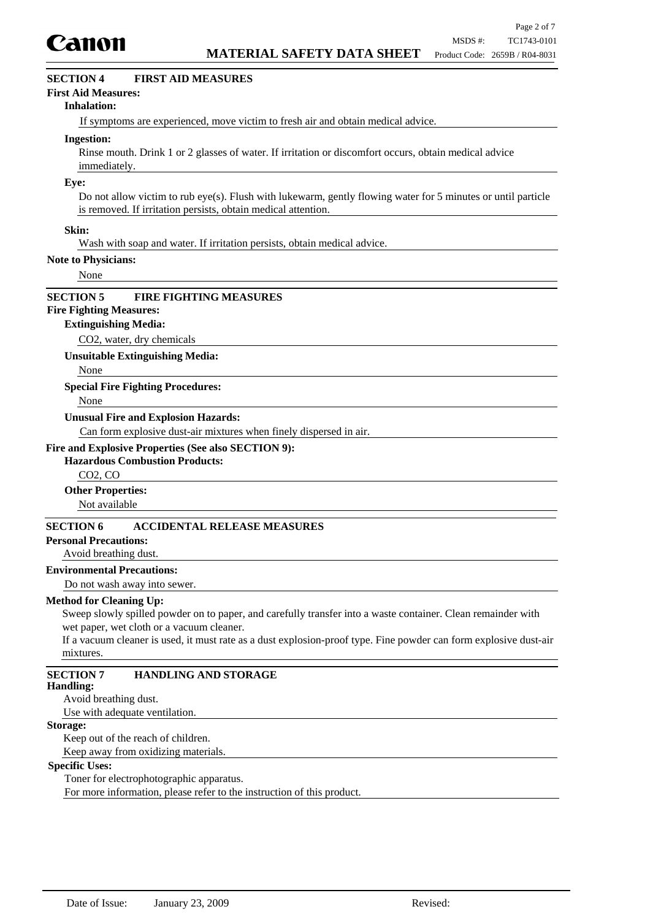## SECTION 4 FIRST AID MEASURES

**First Aid Measures:**

**Inhalation:**

If symptoms are experienced, move victim to fresh air and obtain medical advice.

**Ingestion:**

Rinse mouth. Drink 1 or 2 glasses of water. If irritation or discomfort occurs, obtain medical advice immediately.

**Eye:**

Do not allow victim to rub eye(s). Flush with lukewarm, gently flowing water for 5 minutes or until particle is removed. If irritation persists, obtain medical attention.

**Skin:**

Wash with soap and water. If irritation persists, obtain medical advice.

**Note to Physicians:**

None

## SECTION 5 FIRE FIGHTING MEASURES

**Fire Fighting Measures:**

**Extinguishing Media:**

$CO_2$, water, dry chemicals

**Unsuitable Extinguishing Media:**

None

**Special Fire Fighting Procedures:**

None

**Unusual Fire and Explosion Hazards:**

Can form explosive dust-air mixtures when finely dispersed in air.

**Fire and Explosive Properties (See also SECTION 9):**

**Hazardous Combustion Products:**

$CO_2$, CO

**Other Properties:**

Not available

## SECTION 6 ACCIDENTAL RELEASE MEASURES

**Personal Precautions:**

Avoid breathing dust.

**Environmental Precautions:**

Do not wash away into sewer.

**Method for Cleaning Up:**

Sweep slowly spilled powder on to paper, and carefully transfer into a waste container. Clean remainder with wet paper, wet cloth or a vacuum cleaner.

If a vacuum cleaner is used, it must rate as a dust explosion-proof type. Fine powder can form explosive dust-air mixtures.

## SECTION 7 HANDLING AND STORAGE

**Handling:**

Avoid breathing dust.

Use with adequate ventilation.

**Storage:**

Keep out of the reach of children.

Keep away from oxidizing materials.

**Specific Uses:**

Toner for electrophotographic apparatus.

For more information, please refer to the instruction of this product.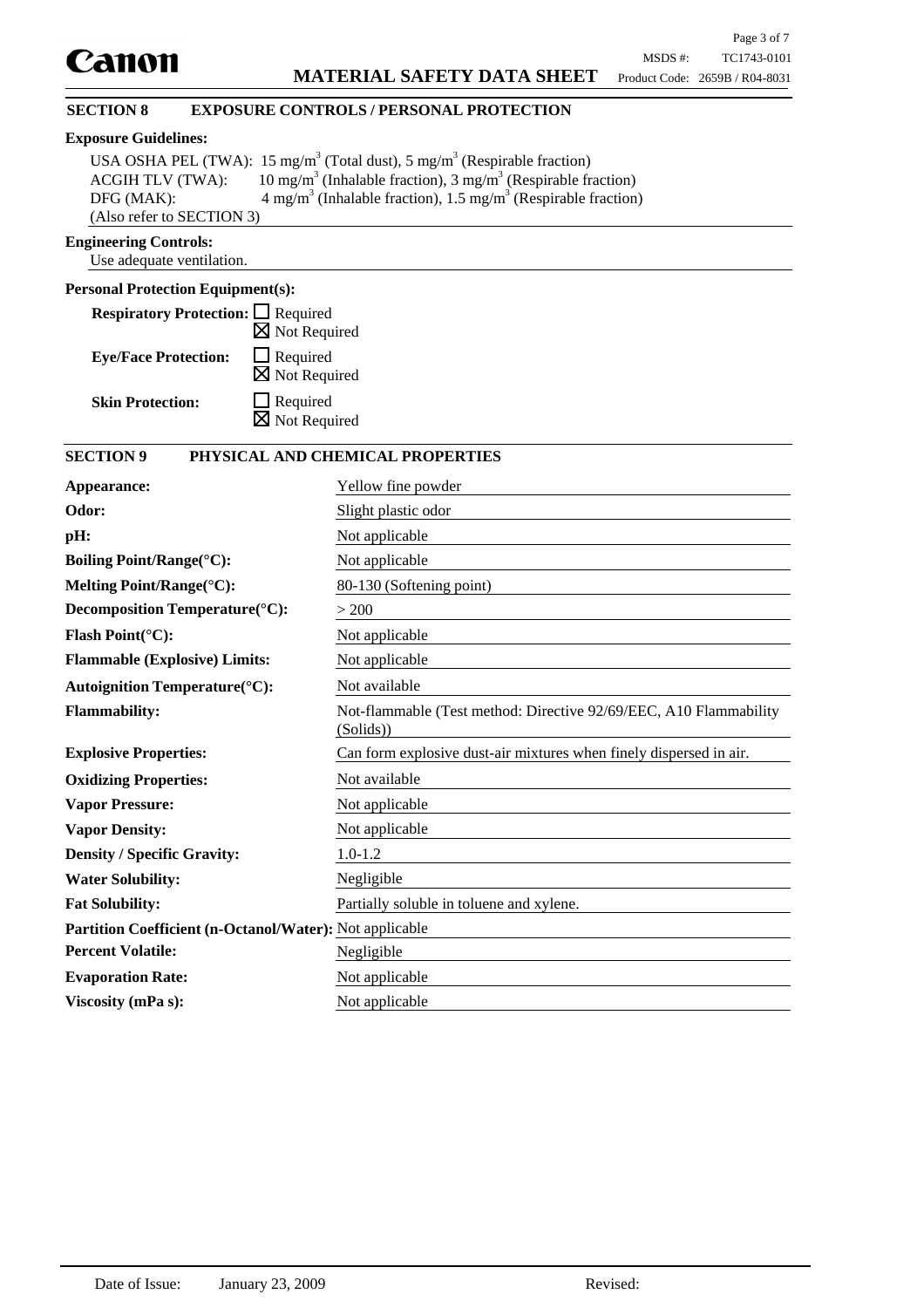## SECTION 8 EXPOSURE CONTROLS / PERSONAL PROTECTION

**Exposure Guidelines:**

USA OSHA PEL (TWA): 15 mg/m$^3$ (Total dust), 5 mg/m$^3$ (Respirable fraction)
ACGIH TLV (TWA): 10 mg/m$^3$ (Inhalable fraction), 3 mg/m$^3$ (Respirable fraction)
DFG (MAK): 4 mg/m$^3$ (Inhalable fraction), 1.5 mg/m$^3$ (Respirable fraction)
(Also refer to SECTION 3)

**Engineering Controls:**

Use adequate ventilation.

**Personal Protection Equipment(s):**

**Respiratory Protection:** ☐ Required ☒ Not Required

**Eye/Face Protection:** ☐ Required ☒ Not Required

**Skin Protection:** ☐ Required ☒ Not Required

## SECTION 9 PHYSICAL AND CHEMICAL PROPERTIES

| | |
|---|---|
| **Appearance:** | Yellow fine powder |
| **Odor:** | Slight plastic odor |
| **pH:** | Not applicable |
| **Boiling Point/Range(°C):** | Not applicable |
| **Melting Point/Range(°C):** | 80-130 (Softening point) |
| **Decomposition Temperature(°C):** | > 200 |
| **Flash Point(°C):** | Not applicable |
| **Flammable (Explosive) Limits:** | Not applicable |
| **Autoignition Temperature(°C):** | Not available |
| **Flammability:** | Not-flammable (Test method: Directive 92/69/EEC, A10 Flammability (Solids)) |
| **Explosive Properties:** | Can form explosive dust-air mixtures when finely dispersed in air. |
| **Oxidizing Properties:** | Not available |
| **Vapor Pressure:** | Not applicable |
| **Vapor Density:** | Not applicable |
| **Density / Specific Gravity:** | 1.0-1.2 |
| **Water Solubility:** | Negligible |
| **Fat Solubility:** | Partially soluble in toluene and xylene. |
| **Partition Coefficient (n-Octanol/Water):** | Not applicable |
| **Percent Volatile:** | Negligible |
| **Evaporation Rate:** | Not applicable |
| **Viscosity (mPa s):** | Not applicable |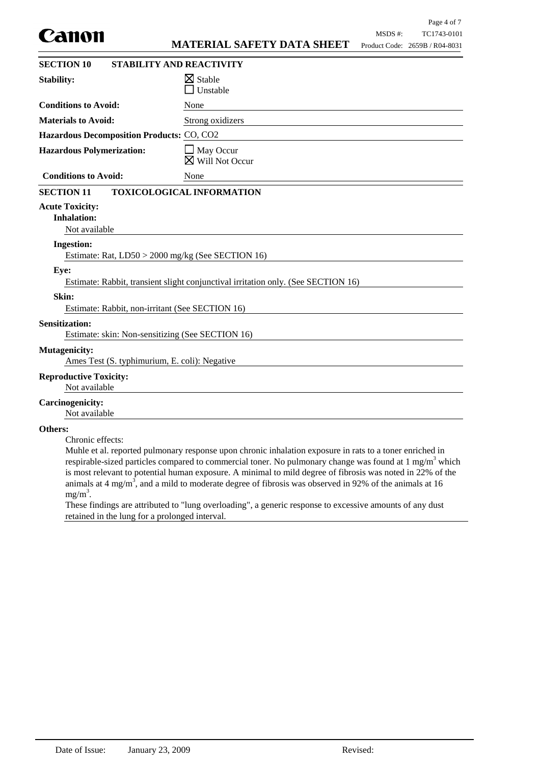## SECTION 10 STABILITY AND REACTIVITY

**Stability:** ☒ Stable ☐ Unstable

**Conditions to Avoid:** None

**Materials to Avoid:** Strong oxidizers

**Hazardous Decomposition Products:** CO, $CO_2$

**Hazardous Polymerization:** ☐ May Occur ☒ Will Not Occur

**Conditions to Avoid:** None

## SECTION 11 TOXICOLOGICAL INFORMATION

**Acute Toxicity:**

**Inhalation:**

Not available

**Ingestion:**

Estimate: Rat, LD50 > 2000 mg/kg (See SECTION 16)

**Eye:**

Estimate: Rabbit, transient slight conjunctival irritation only. (See SECTION 16)

**Skin:**

Estimate: Rabbit, non-irritant (See SECTION 16)

**Sensitization:**

Estimate: skin: Non-sensitizing (See SECTION 16)

**Mutagenicity:**

Ames Test (S. typhimurium, E. coli): Negative

**Reproductive Toxicity:**

Not available

**Carcinogenicity:**

Not available

**Others:**

Chronic effects:

Muhle et al. reported pulmonary response upon chronic inhalation exposure in rats to a toner enriched in respirable-sized particles compared to commercial toner. No pulmonary change was found at 1 $mg/m^3$ which is most relevant to potential human exposure. A minimal to mild degree of fibrosis was noted in 22% of the animals at 4 $mg/m^3$, and a mild to moderate degree of fibrosis was observed in 92% of the animals at 16 $mg/m^3$.

These findings are attributed to "lung overloading", a generic response to excessive amounts of any dust retained in the lung for a prolonged interval.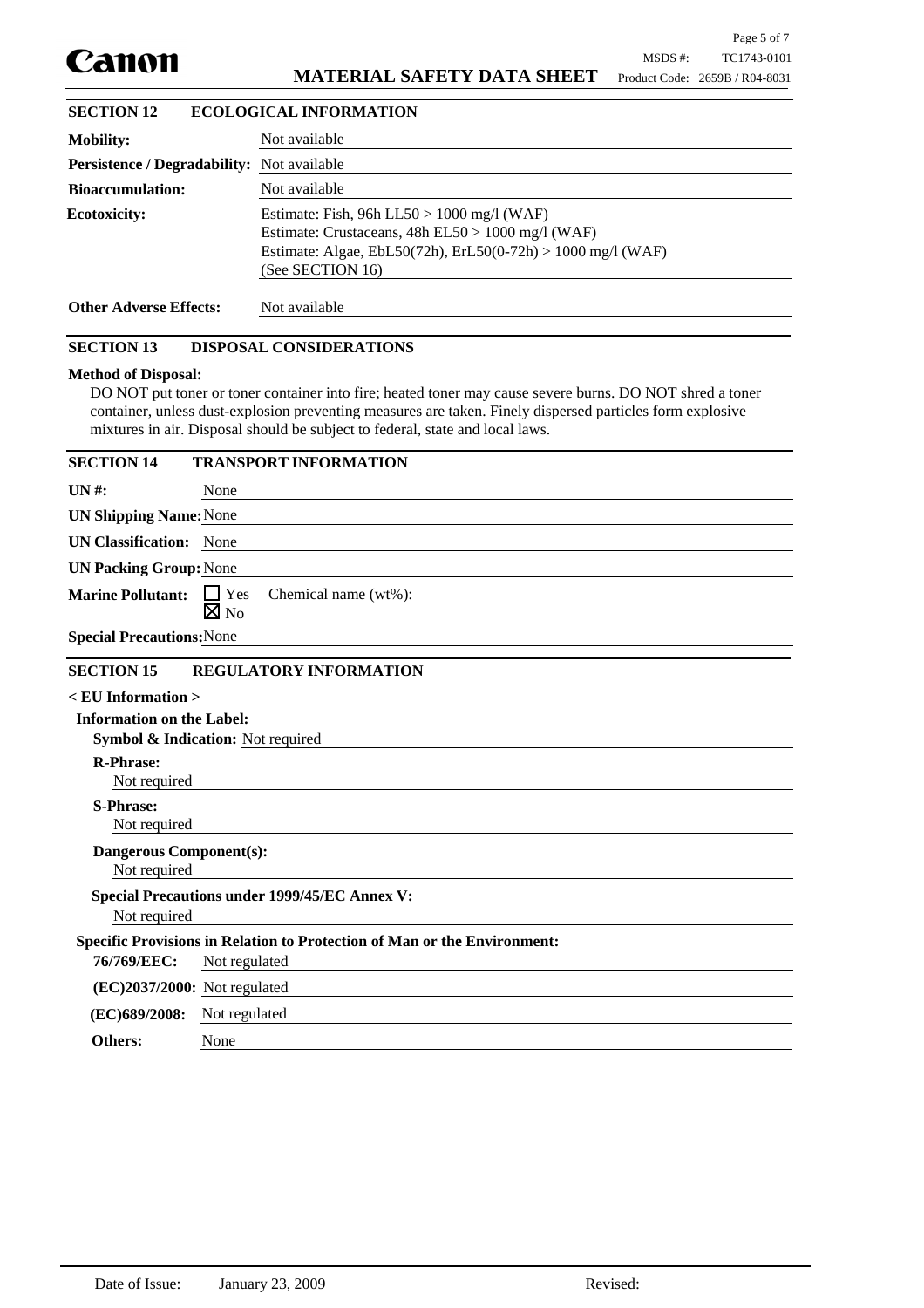## SECTION 12 ECOLOGICAL INFORMATION

**Mobility:** Not available

**Persistence / Degradability:** Not available

**Bioaccumulation:** Not available

**Ecotoxicity:** Estimate: Fish, 96h LL50 > 1000 mg/l (WAF)
Estimate: Crustaceans, 48h EL50 > 1000 mg/l (WAF)
Estimate: Algae, EbL50(72h), ErL50(0-72h) > 1000 mg/l (WAF)
(See SECTION 16)

**Other Adverse Effects:** Not available

## SECTION 13 DISPOSAL CONSIDERATIONS

**Method of Disposal:**

DO NOT put toner or toner container into fire; heated toner may cause severe burns. DO NOT shred a toner container, unless dust-explosion preventing measures are taken. Finely dispersed particles form explosive mixtures in air. Disposal should be subject to federal, state and local laws.

## SECTION 14 TRANSPORT INFORMATION

**UN #:** None

**UN Shipping Name:** None

**UN Classification:** None

**UN Packing Group:** None

**Marine Pollutant:** ☐ Yes ☒ No Chemical name (wt%):

**Special Precautions:** None

## SECTION 15 REGULATORY INFORMATION

**< EU Information >**

**Information on the Label:**

**Symbol & Indication:** Not required

**R-Phrase:**
Not required

**S-Phrase:**
Not required

**Dangerous Component(s):**
Not required

**Special Precautions under 1999/45/EC Annex V:**
Not required

**Specific Provisions in Relation to Protection of Man or the Environment:**

**76/769/EEC:** Not regulated

**(EC)2037/2000:** Not regulated

**(EC)689/2008:** Not regulated

**Others:** None

Date of Issue: January 23, 2009 Revised: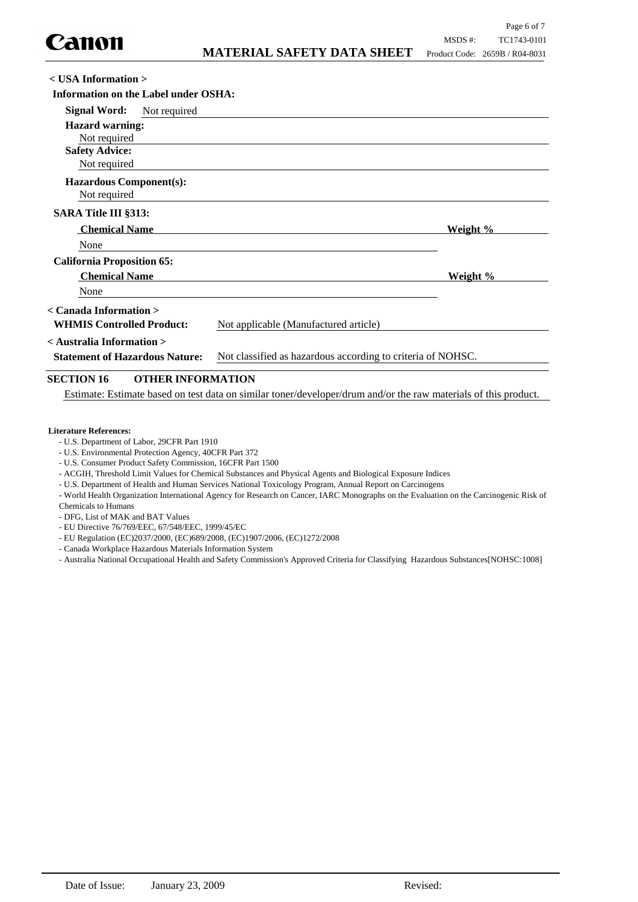**< USA Information >**

**Information on the Label under OSHA:**

**Signal Word:** Not required

**Hazard warning:**
Not required

**Safety Advice:**
Not required

**Hazardous Component(s):**
Not required

**SARA Title III §313:**

| Chemical Name | Weight % |
|---|---|
| None | |

**California Proposition 65:**

| Chemical Name | Weight % |
|---|---|
| None | |

**< Canada Information >**

**WHMIS Controlled Product:** Not applicable (Manufactured article)

**< Australia Information >**

**Statement of Hazardous Nature:** Not classified as hazardous according to criteria of NOHSC.

## SECTION 16 OTHER INFORMATION

Estimate: Estimate based on test data on similar toner/developer/drum and/or the raw materials of this product.

**Literature References:**

- U.S. Department of Labor, 29CFR Part 1910
- U.S. Environmental Protection Agency, 40CFR Part 372
- U.S. Consumer Product Safety Commission, 16CFR Part 1500
- ACGIH, Threshold Limit Values for Chemical Substances and Physical Agents and Biological Exposure Indices
- U.S. Department of Health and Human Services National Toxicology Program, Annual Report on Carcinogens
- World Health Organization International Agency for Research on Cancer, IARC Monographs on the Evaluation on the Carcinogenic Risk of Chemicals to Humans
- DFG, List of MAK and BAT Values
- EU Directive 76/769/EEC, 67/548/EEC, 1999/45/EC
- EU Regulation (EC)2037/2000, (EC)689/2008, (EC)1907/2006, (EC)1272/2008
- Canada Workplace Hazardous Materials Information System
- Australia National Occupational Health and Safety Commission's Approved Criteria for Classifying Hazardous Substances[NOHSC:1008]

Date of Issue: January 23, 2009 Revised: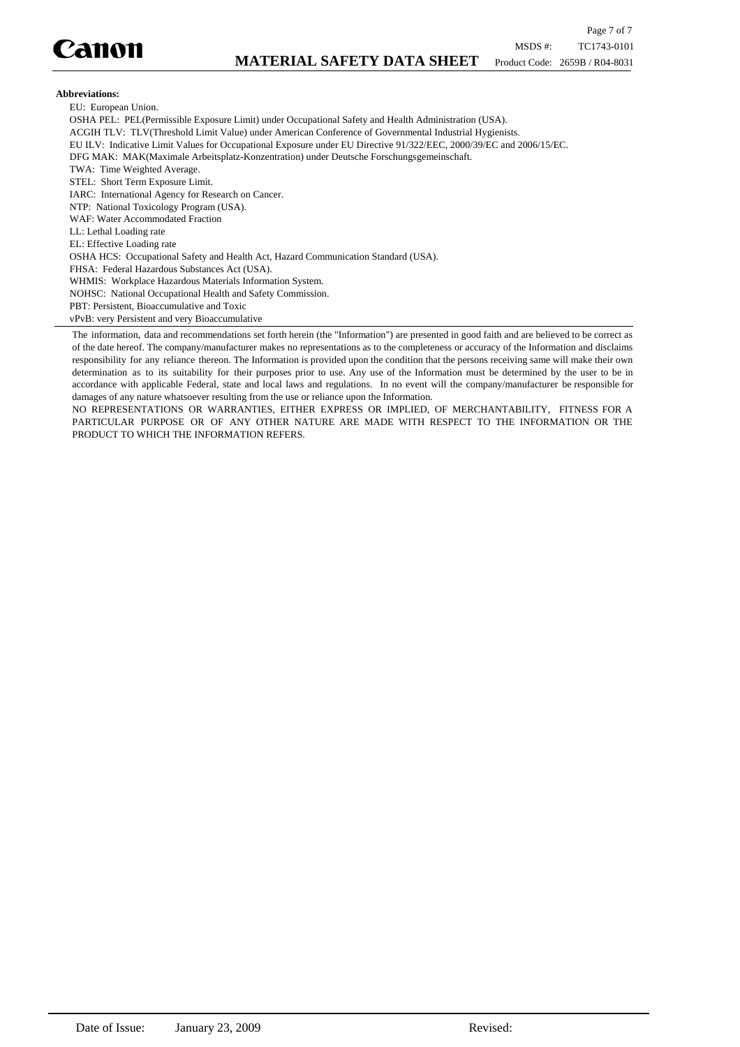**Abbreviations:**

EU: European Union.
OSHA PEL: PEL(Permissible Exposure Limit) under Occupational Safety and Health Administration (USA).
ACGIH TLV: TLV(Threshold Limit Value) under American Conference of Governmental Industrial Hygienists.
EU ILV: Indicative Limit Values for Occupational Exposure under EU Directive 91/322/EEC, 2000/39/EC and 2006/15/EC.
DFG MAK: MAK(Maximale Arbeitsplatz-Konzentration) under Deutsche Forschungsgemeinschaft.
TWA: Time Weighted Average.
STEL: Short Term Exposure Limit.
IARC: International Agency for Research on Cancer.
NTP: National Toxicology Program (USA).
WAF: Water Accommodated Fraction
LL: Lethal Loading rate
EL: Effective Loading rate
OSHA HCS: Occupational Safety and Health Act, Hazard Communication Standard (USA).
FHSA: Federal Hazardous Substances Act (USA).
WHMIS: Workplace Hazardous Materials Information System.
NOHSC: National Occupational Health and Safety Commission.
PBT: Persistent, Bioaccumulative and Toxic
vPvB: very Persistent and very Bioaccumulative

The information, data and recommendations set forth herein (the "Information") are presented in good faith and are believed to be correct as of the date hereof. The company/manufacturer makes no representations as to the completeness or accuracy of the Information and disclaims responsibility for any reliance thereon. The Information is provided upon the condition that the persons receiving same will make their own determination as to its suitability for their purposes prior to use. Any use of the Information must be determined by the user to be in accordance with applicable Federal, state and local laws and regulations. In no event will the company/manufacturer be responsible for damages of any nature whatsoever resulting from the use or reliance upon the Information.

NO REPRESENTATIONS OR WARRANTIES, EITHER EXPRESS OR IMPLIED, OF MERCHANTABILITY, FITNESS FOR A PARTICULAR PURPOSE OR OF ANY OTHER NATURE ARE MADE WITH RESPECT TO THE INFORMATION OR THE PRODUCT TO WHICH THE INFORMATION REFERS.